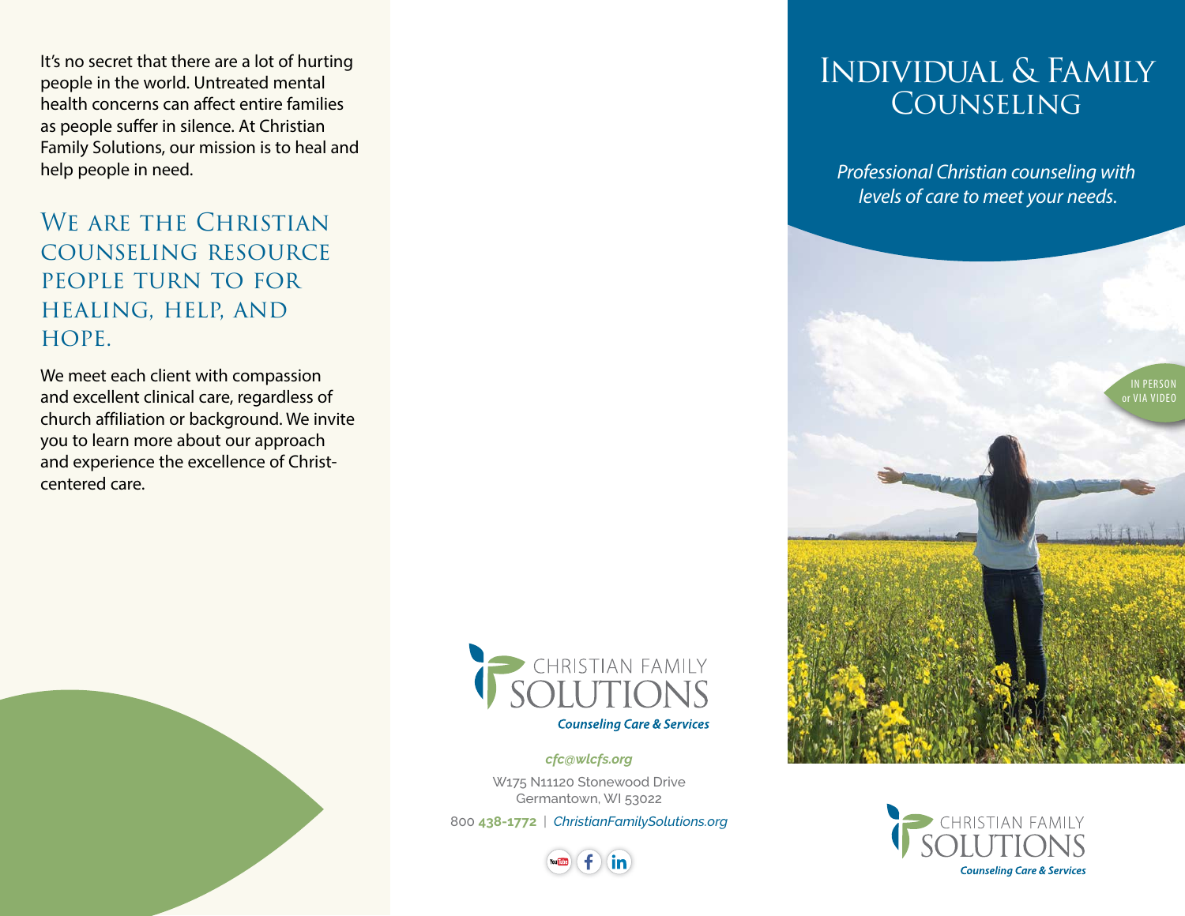It's no secret that there are a lot of hurting people in the world. Untreated mental health concerns can affect entire families as people suffer in silence. At Christian Family Solutions, our mission is to heal and help people in need.

## We are the Christian counseling resource people turn to for healing, help, and hope.

We meet each client with compassion and excellent clinical care, regardless of church affiliation or background. We invite you to learn more about our approach and experience the excellence of Christ-centered care.

CHRISTIAN FAMILY SOLUTIONS
*Counseling Care & Services*

*cfc@wlcfs.org*

W175 N11120 Stonewood Drive
Germantown, WI 53022

800 **438-1772** | *ChristianFamilySolutions.org*

# Individual & Family Counseling

*Professional Christian counseling with levels of care to meet your needs.*

IN PERSON or VIA VIDEO

CHRISTIAN FAMILY SOLUTIONS
*Counseling Care & Services*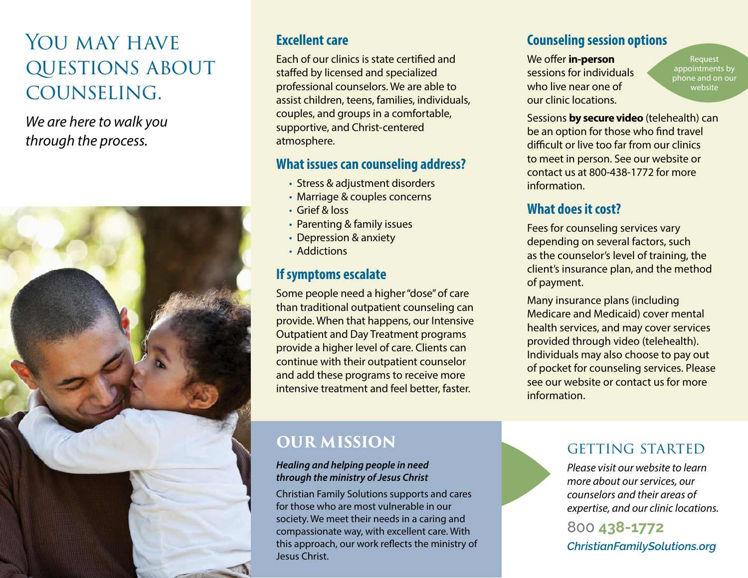# You may have questions about counseling.

*We are here to walk you through the process.*

## Excellent care

Each of our clinics is state certified and staffed by licensed and specialized professional counselors. We are able to assist children, teens, families, individuals, couples, and groups in a comfortable, supportive, and Christ-centered atmosphere.

## What issues can counseling address?

- Stress & adjustment disorders
- Marriage & couples concerns
- Grief & loss
- Parenting & family issues
- Depression & anxiety
- Addictions

## If symptoms escalate

Some people need a higher "dose" of care than traditional outpatient counseling can provide. When that happens, our Intensive Outpatient and Day Treatment programs provide a higher level of care. Clients can continue with their outpatient counselor and add these programs to receive more intensive treatment and feel better, faster.

## Counseling session options

We offer **in-person** sessions for individuals who live near one of our clinic locations.

Request appointments by phone and on our website

Sessions **by secure video** (telehealth) can be an option for those who find travel difficult or live too far from our clinics to meet in person. See our website or contact us at 800-438-1772 for more information.

## What does it cost?

Fees for counseling services vary depending on several factors, such as the counselor's level of training, the client's insurance plan, and the method of payment.

Many insurance plans (including Medicare and Medicaid) cover mental health services, and may cover services provided through video (telehealth). Individuals may also choose to pay out of pocket for counseling services. Please see our website or contact us for more information.

## Our Mission

***Healing and helping people in need through the ministry of Jesus Christ***

Christian Family Solutions supports and cares for those who are most vulnerable in our society. We meet their needs in a caring and compassionate way, with excellent care. With this approach, our work reflects the ministry of Jesus Christ.

## Getting Started

*Please visit our website to learn more about our services, our counselors and their areas of expertise, and our clinic locations.*

800 **438-1772**

*ChristianFamilySolutions.org*